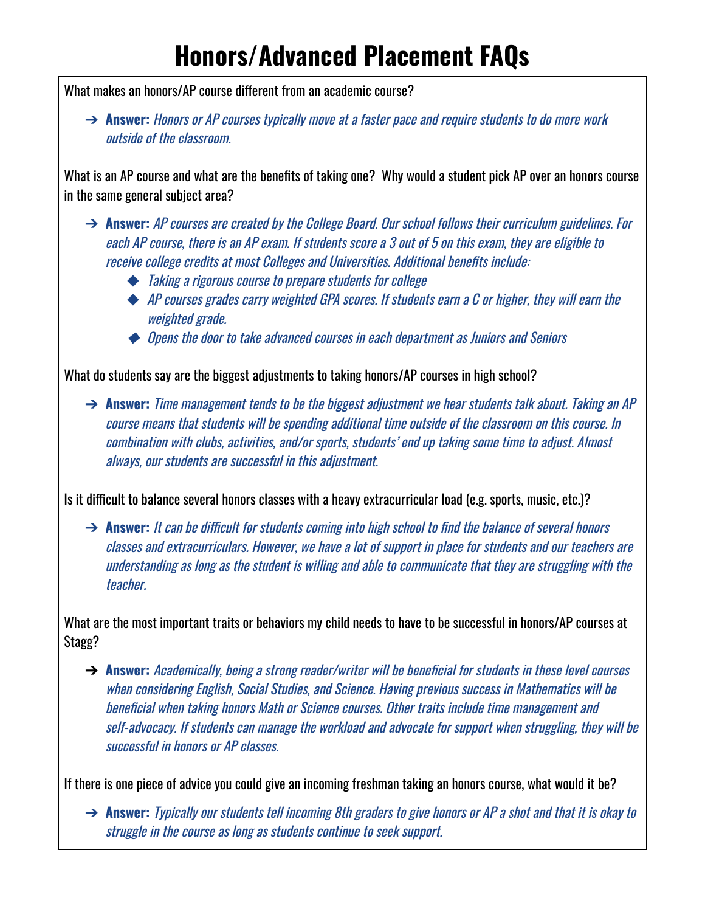# Honors/Advanced Placement FAQs

What makes an honors/AP course different from an academic course?

- **Answer:** *Honors or AP courses typically move at a faster pace and require students to do more work outside of the classroom.*

What is an AP course and what are the benefits of taking one? Why would a student pick AP over an honors course in the same general subject area?

- **Answer:** *AP courses are created by the College Board. Our school follows their curriculum guidelines. For each AP course, there is an AP exam. If students score a 3 out of 5 on this exam, they are eligible to receive college credits at most Colleges and Universities. Additional benefits include:*
  - *Taking a rigorous course to prepare students for college*
  - *AP courses grades carry weighted GPA scores. If students earn a C or higher, they will earn the weighted grade.*
  - *Opens the door to take advanced courses in each department as Juniors and Seniors*

What do students say are the biggest adjustments to taking honors/AP courses in high school?

- **Answer:** *Time management tends to be the biggest adjustment we hear students talk about. Taking an AP course means that students will be spending additional time outside of the classroom on this course. In combination with clubs, activities, and/or sports, students' end up taking some time to adjust. Almost always, our students are successful in this adjustment.*

Is it difficult to balance several honors classes with a heavy extracurricular load (e.g. sports, music, etc.)?

- **Answer:** *It can be difficult for students coming into high school to find the balance of several honors classes and extracurriculars. However, we have a lot of support in place for students and our teachers are understanding as long as the student is willing and able to communicate that they are struggling with the teacher.*

What are the most important traits or behaviors my child needs to have to be successful in honors/AP courses at Stagg?

- **Answer:** *Academically, being a strong reader/writer will be beneficial for students in these level courses when considering English, Social Studies, and Science. Having previous success in Mathematics will be beneficial when taking honors Math or Science courses. Other traits include time management and self-advocacy. If students can manage the workload and advocate for support when struggling, they will be successful in honors or AP classes.*

If there is one piece of advice you could give an incoming freshman taking an honors course, what would it be?

- **Answer:** *Typically our students tell incoming 8th graders to give honors or AP a shot and that it is okay to struggle in the course as long as students continue to seek support.*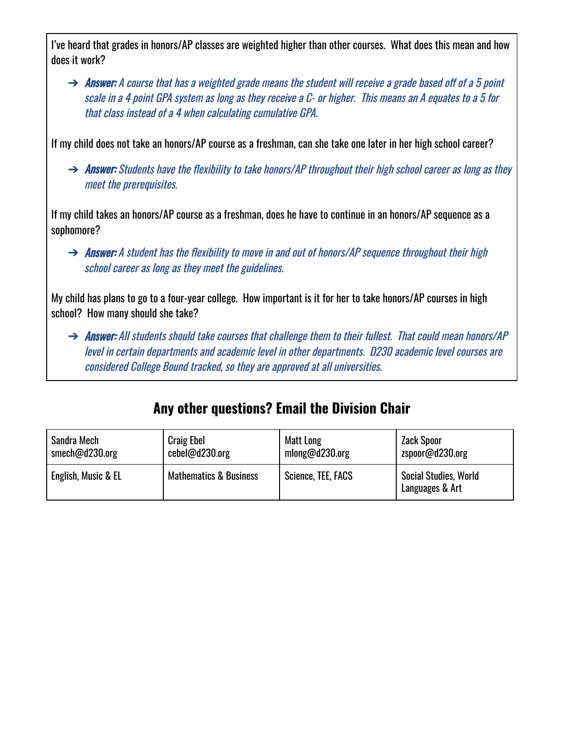I've heard that grades in honors/AP classes are weighted higher than other courses. What does this mean and how does it work?

- ***Answer:*** *A course that has a weighted grade means the student will receive a grade based off of a 5 point scale in a 4 point GPA system as long as they receive a C- or higher. This means an A equates to a 5 for that class instead of a 4 when calculating cumulative GPA.*

If my child does not take an honors/AP course as a freshman, can she take one later in her high school career?

- ***Answer:*** *Students have the flexibility to take honors/AP throughout their high school career as long as they meet the prerequisites.*

If my child takes an honors/AP course as a freshman, does he have to continue in an honors/AP sequence as a sophomore?

- ***Answer:*** *A student has the flexibility to move in and out of honors/AP sequence throughout their high school career as long as they meet the guidelines.*

My child has plans to go to a four-year college. How important is it for her to take honors/AP courses in high school? How many should she take?

- ***Answer:*** *All students should take courses that challenge them to their fullest. That could mean honors/AP level in certain departments and academic level in other departments. D230 academic level courses are considered College Bound tracked, so they are approved at all universities.*

## Any other questions? Email the Division Chair

| | | | |
|---|---|---|---|
| Sandra Mech<br>smech@d230.org | Craig Ebel<br>cebel@d230.org | Matt Long<br>mlong@d230.org | Zack Spoor<br>zspoor@d230.org |
| English, Music & EL | Mathematics & Business | Science, TEE, FACS | Social Studies, World Languages & Art |